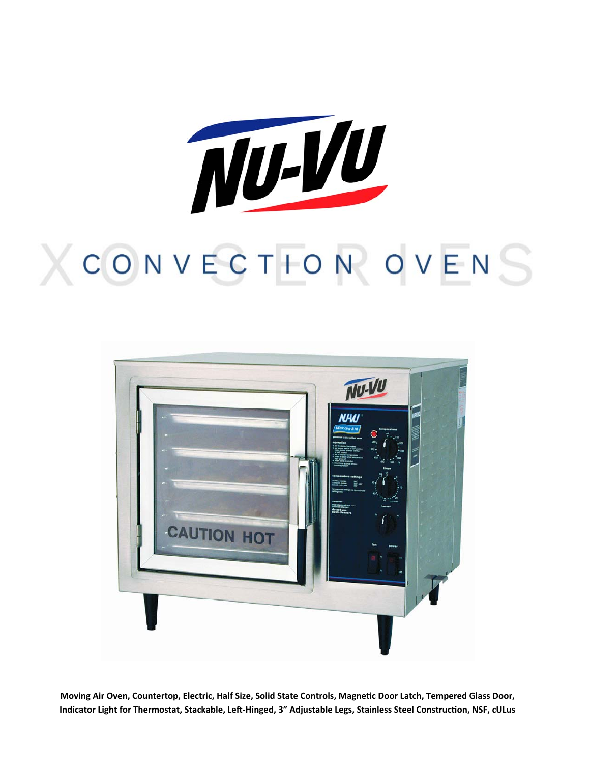# Nu-Vu

## X SERIES CONVECTION OVENS

**Moving Air Oven, Countertop, Electric, Half Size, Solid State Controls, Magnetic Door Latch, Tempered Glass Door, Indicator Light for Thermostat, Stackable, Left-Hinged, 3" Adjustable Legs, Stainless Steel Construction, NSF, cULus**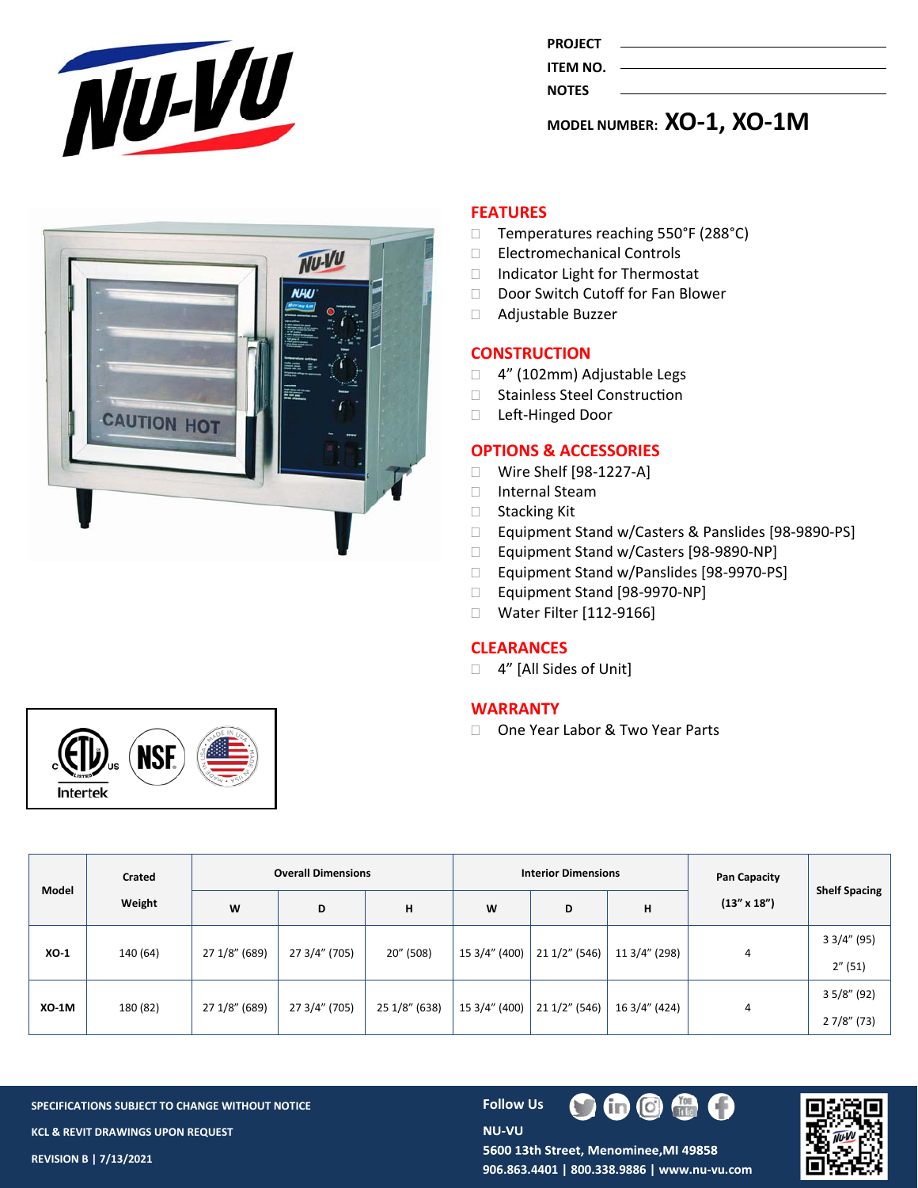PROJECT ______

ITEM NO. ______

NOTES ______

MODEL NUMBER: **XO-1, XO-1M**

## FEATURES

- Temperatures reaching 550°F (288°C)
- Electromechanical Controls
- Indicator Light for Thermostat
- Door Switch Cutoff for Fan Blower
- Adjustable Buzzer

## CONSTRUCTION

- 4" (102mm) Adjustable Legs
- Stainless Steel Construction
- Left-Hinged Door

## OPTIONS & ACCESSORIES

- Wire Shelf [98-1227-A]
- Internal Steam
- Stacking Kit
- Equipment Stand w/Casters & Panslides [98-9890-PS]
- Equipment Stand w/Casters [98-9890-NP]
- Equipment Stand w/Panslides [98-9970-PS]
- Equipment Stand [98-9970-NP]
- Water Filter [112-9166]

## CLEARANCES

- 4" [All Sides of Unit]

## WARRANTY

- One Year Labor & Two Year Parts

| Model | Crated Weight | Overall Dimensions | | | Interior Dimensions | | | Pan Capacity (13" x 18") | Shelf Spacing |
|---|---|---|---|---|---|---|---|---|---|
| | | W | D | H | W | D | H | | |
| XO-1 | 140 (64) | 27 1/8" (689) | 27 3/4" (705) | 20" (508) | 15 3/4" (400) | 21 1/2" (546) | 11 3/4" (298) | 4 | 3 3/4" (95)<br>2" (51) |
| XO-1M | 180 (82) | 27 1/8" (689) | 27 3/4" (705) | 25 1/8" (638) | 15 3/4" (400) | 21 1/2" (546) | 16 3/4" (424) | 4 | 3 5/8" (92)<br>2 7/8" (73) |

SPECIFICATIONS SUBJECT TO CHANGE WITHOUT NOTICE

KCL & REVIT DRAWINGS UPON REQUEST

REVISION B | 7/13/2021

Follow Us

NU-VU

5600 13th Street, Menominee, MI 49858

906.863.4401 | 800.338.9886 | www.nu-vu.com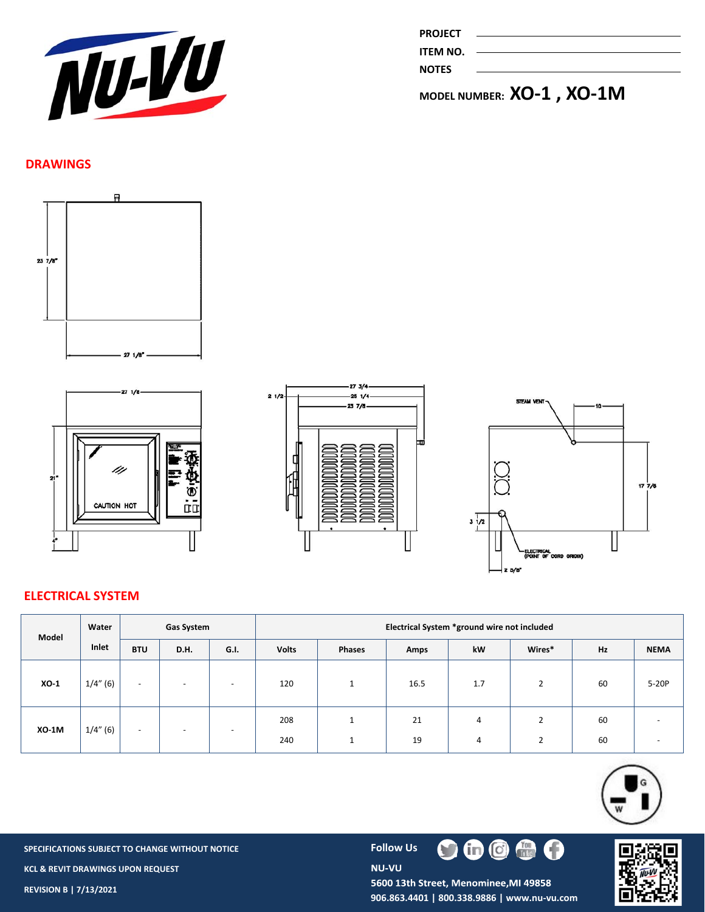PROJECT

ITEM NO.

NOTES

MODEL NUMBER: **XO-1 , XO-1M**

## DRAWINGS

23 7/8"

27 1/8"

27 1/8

21"

4"

CAUTION HOT

27 3/4

2 1/2

25 1/4

23 7/8

STEAM VENT

10

17 7/8

3 1/2

ELECTRICAL (POINT OF CORD ORIGIN)

2 5/8"

## ELECTRICAL SYSTEM

| Model | Water Inlet | Gas System | | | Electrical System *ground wire not included | | | | | | |
|---|---|---|---|---|---|---|---|---|---|---|---|
| | | BTU | D.H. | G.I. | Volts | Phases | Amps | kW | Wires* | Hz | NEMA |
| XO-1 | 1/4" (6) | - | - | - | 120 | 1 | 16.5 | 1.7 | 2 | 60 | 5-20P |
| XO-1M | 1/4" (6) | - | - | - | 208 | 1 | 21 | 4 | 2 | 60 | - |
| | | | | | 240 | 1 | 19 | 4 | 2 | 60 | - |

SPECIFICATIONS SUBJECT TO CHANGE WITHOUT NOTICE

KCL & REVIT DRAWINGS UPON REQUEST

REVISION B | 7/13/2021

Follow Us

NU-VU

5600 13th Street, Menominee,MI 49858

906.863.4401 | 800.338.9886 | www.nu-vu.com